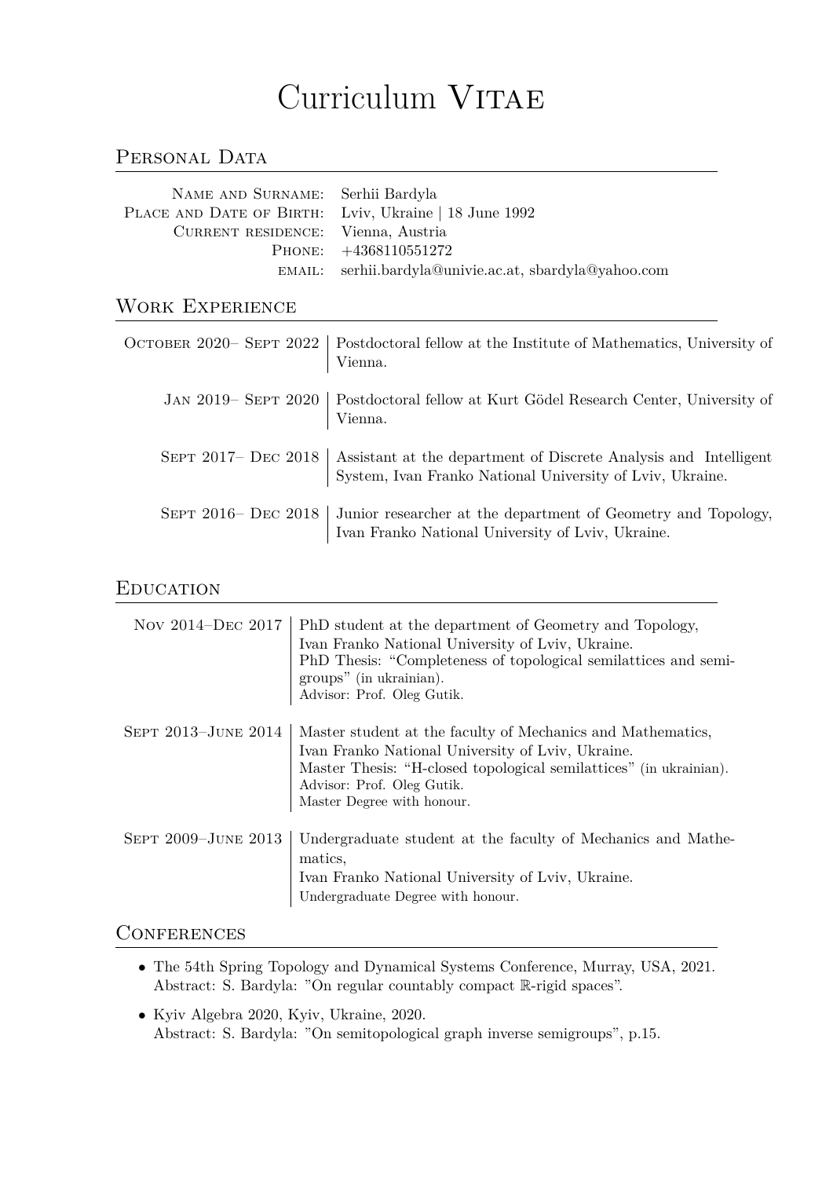# Curriculum Vitae

## Personal Data

| | |
|---|---|
| Name and Surname: | Serhii Bardyla |
| Place and Date of Birth: | Lviv, Ukraine \| 18 June 1992 |
| Current residence: | Vienna, Austria |
| Phone: | +4368110551272 |
| email: | serhii.bardyla@univie.ac.at, sbardyla@yahoo.com |

## Work Experience

| | |
|---|---|
| October 2020– Sept 2022 | Postdoctoral fellow at the Institute of Mathematics, University of Vienna. |
| Jan 2019– Sept 2020 | Postdoctoral fellow at Kurt Gödel Research Center, University of Vienna. |
| Sept 2017– Dec 2018 | Assistant at the department of Discrete Analysis and Intelligent System, Ivan Franko National University of Lviv, Ukraine. |
| Sept 2016– Dec 2018 | Junior researcher at the department of Geometry and Topology, Ivan Franko National University of Lviv, Ukraine. |

## Education

| | |
|---|---|
| Nov 2014–Dec 2017 | PhD student at the department of Geometry and Topology, Ivan Franko National University of Lviv, Ukraine. PhD Thesis: "Completeness of topological semilattices and semigroups" (in ukrainian). Advisor: Prof. Oleg Gutik. |
| Sept 2013–June 2014 | Master student at the faculty of Mechanics and Mathematics, Ivan Franko National University of Lviv, Ukraine. Master Thesis: "H-closed topological semilattices" (in ukrainian). Advisor: Prof. Oleg Gutik. Master Degree with honour. |
| Sept 2009–June 2013 | Undergraduate student at the faculty of Mechanics and Mathematics, Ivan Franko National University of Lviv, Ukraine. Undergraduate Degree with honour. |

## Conferences

- The 54th Spring Topology and Dynamical Systems Conference, Murray, USA, 2021.
  Abstract: S. Bardyla: "On regular countably compact $\mathbb{R}$-rigid spaces".
- Kyiv Algebra 2020, Kyiv, Ukraine, 2020.
  Abstract: S. Bardyla: "On semitopological graph inverse semigroups", p.15.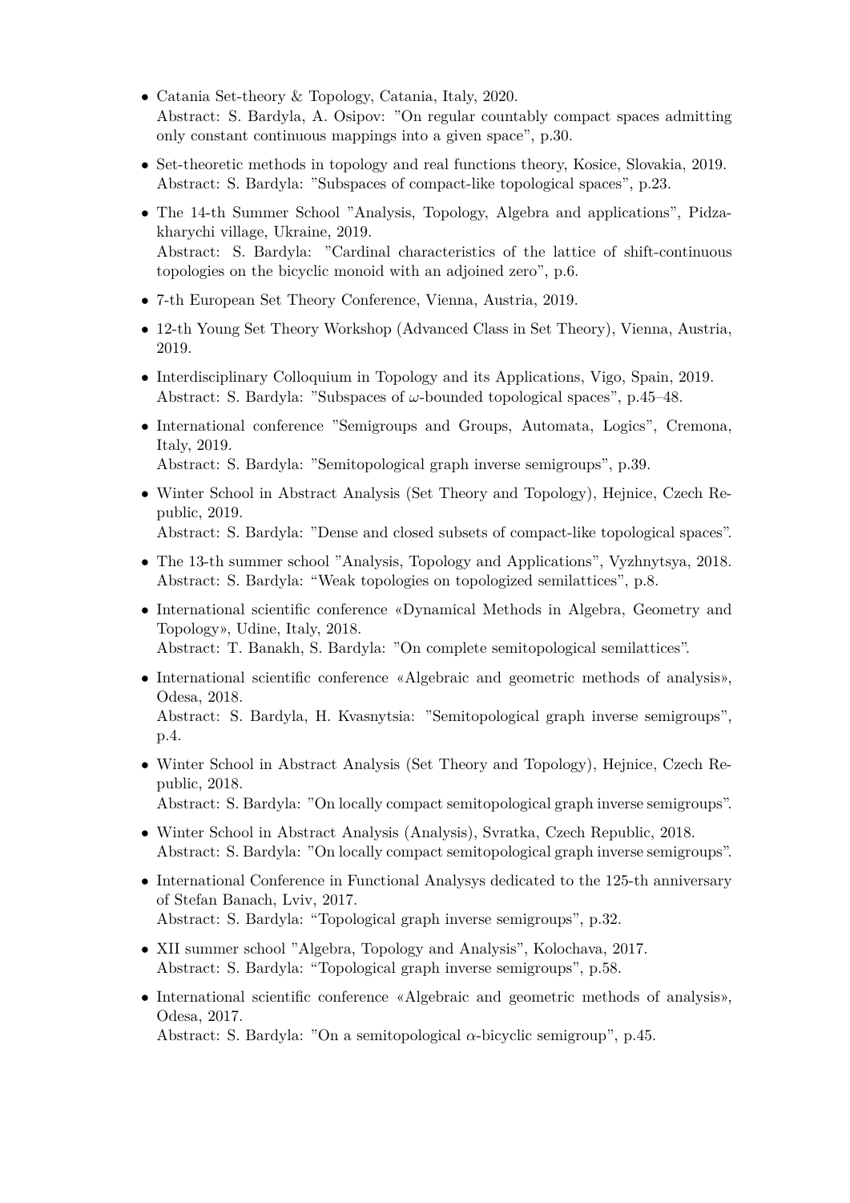- Catania Set-theory & Topology, Catania, Italy, 2020.
  Abstract: S. Bardyla, A. Osipov: "On regular countably compact spaces admitting only constant continuous mappings into a given space", p.30.
- Set-theoretic methods in topology and real functions theory, Kosice, Slovakia, 2019.
  Abstract: S. Bardyla: "Subspaces of compact-like topological spaces", p.23.
- The 14-th Summer School "Analysis, Topology, Algebra and applications", Pidzakharychi village, Ukraine, 2019.
  Abstract: S. Bardyla: "Cardinal characteristics of the lattice of shift-continuous topologies on the bicyclic monoid with an adjoined zero", p.6.
- 7-th European Set Theory Conference, Vienna, Austria, 2019.
- 12-th Young Set Theory Workshop (Advanced Class in Set Theory), Vienna, Austria, 2019.
- Interdisciplinary Colloquium in Topology and its Applications, Vigo, Spain, 2019.
  Abstract: S. Bardyla: "Subspaces of $\omega$-bounded topological spaces", p.45–48.
- International conference "Semigroups and Groups, Automata, Logics", Cremona, Italy, 2019.
  Abstract: S. Bardyla: "Semitopological graph inverse semigroups", p.39.
- Winter School in Abstract Analysis (Set Theory and Topology), Hejnice, Czech Republic, 2019.
  Abstract: S. Bardyla: "Dense and closed subsets of compact-like topological spaces".
- The 13-th summer school "Analysis, Topology and Applications", Vyzhnytsya, 2018.
  Abstract: S. Bardyla: "Weak topologies on topologized semilattices", p.8.
- International scientific conference «Dynamical Methods in Algebra, Geometry and Topology», Udine, Italy, 2018.
  Abstract: T. Banakh, S. Bardyla: "On complete semitopological semilattices".
- International scientific conference «Algebraic and geometric methods of analysis», Odesa, 2018.
  Abstract: S. Bardyla, H. Kvasnytsia: "Semitopological graph inverse semigroups", p.4.
- Winter School in Abstract Analysis (Set Theory and Topology), Hejnice, Czech Republic, 2018.
  Abstract: S. Bardyla: "On locally compact semitopological graph inverse semigroups".
- Winter School in Abstract Analysis (Analysis), Svratka, Czech Republic, 2018.
  Abstract: S. Bardyla: "On locally compact semitopological graph inverse semigroups".
- International Conference in Functional Analysys dedicated to the 125-th anniversary of Stefan Banach, Lviv, 2017.
  Abstract: S. Bardyla: "Topological graph inverse semigroups", p.32.
- XII summer school "Algebra, Topology and Analysis", Kolochava, 2017.
  Abstract: S. Bardyla: "Topological graph inverse semigroups", p.58.
- International scientific conference «Algebraic and geometric methods of analysis», Odesa, 2017.
  Abstract: S. Bardyla: "On a semitopological $\alpha$-bicyclic semigroup", p.45.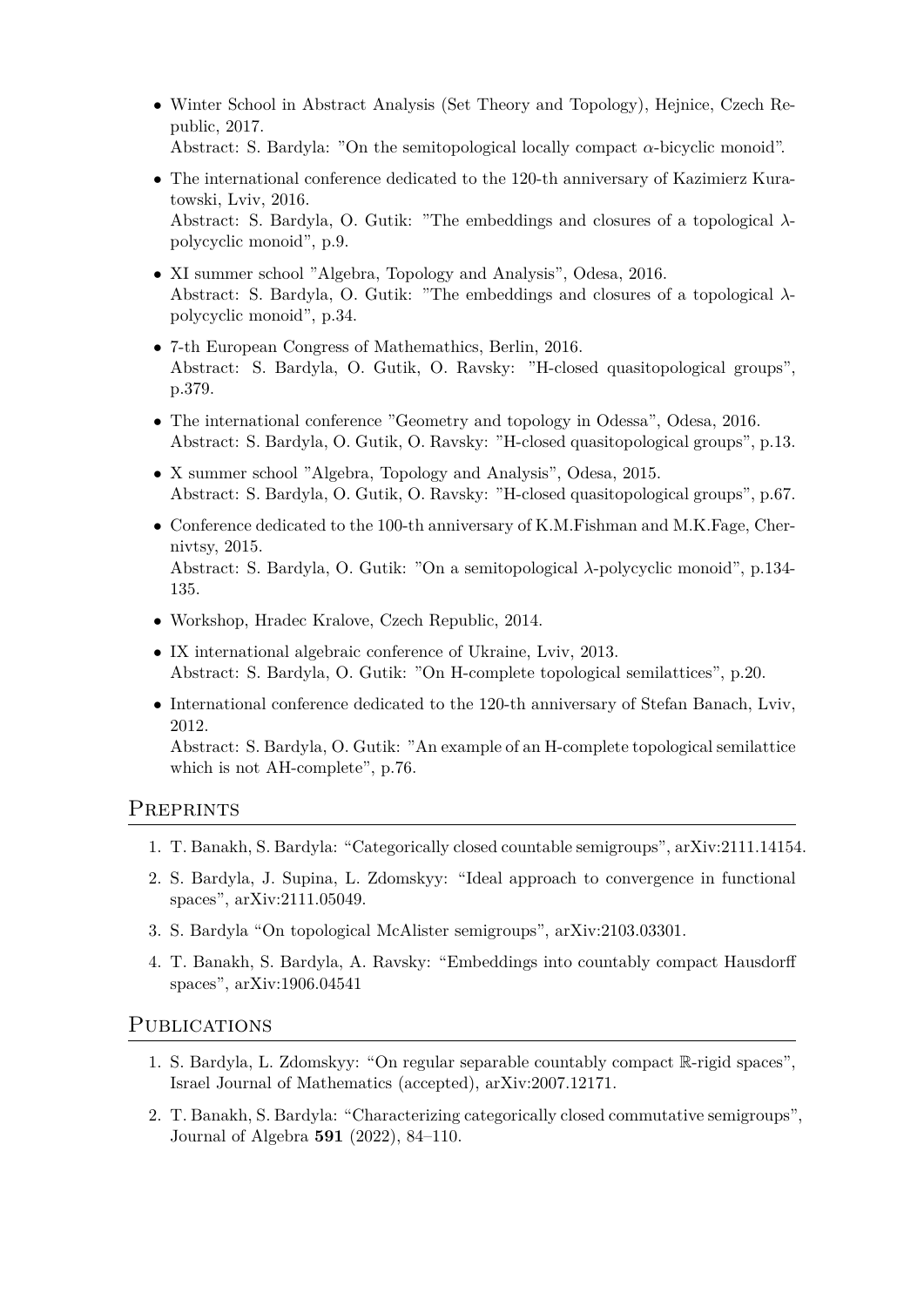- Winter School in Abstract Analysis (Set Theory and Topology), Hejnice, Czech Republic, 2017.
  Abstract: S. Bardyla: "On the semitopological locally compact $\alpha$-bicyclic monoid".
- The international conference dedicated to the 120-th anniversary of Kazimierz Kuratowski, Lviv, 2016.
  Abstract: S. Bardyla, O. Gutik: "The embeddings and closures of a topological $\lambda$-polycyclic monoid", p.9.
- XI summer school "Algebra, Topology and Analysis", Odesa, 2016.
  Abstract: S. Bardyla, O. Gutik: "The embeddings and closures of a topological $\lambda$-polycyclic monoid", p.34.
- 7-th European Congress of Mathemathics, Berlin, 2016.
  Abstract: S. Bardyla, O. Gutik, O. Ravsky: "H-closed quasitopological groups", p.379.
- The international conference "Geometry and topology in Odessa", Odesa, 2016.
  Abstract: S. Bardyla, O. Gutik, O. Ravsky: "H-closed quasitopological groups", p.13.
- X summer school "Algebra, Topology and Analysis", Odesa, 2015.
  Abstract: S. Bardyla, O. Gutik, O. Ravsky: "H-closed quasitopological groups", p.67.
- Conference dedicated to the 100-th anniversary of K.M.Fishman and M.K.Fage, Chernivtsy, 2015.
  Abstract: S. Bardyla, O. Gutik: "On a semitopological $\lambda$-polycyclic monoid", p.134-135.
- Workshop, Hradec Kralove, Czech Republic, 2014.
- IX international algebraic conference of Ukraine, Lviv, 2013.
  Abstract: S. Bardyla, O. Gutik: "On H-complete topological semilattices", p.20.
- International conference dedicated to the 120-th anniversary of Stefan Banach, Lviv, 2012.
  Abstract: S. Bardyla, O. Gutik: "An example of an H-complete topological semilattice which is not AH-complete", p.76.

## Preprints

1. T. Banakh, S. Bardyla: "Categorically closed countable semigroups", arXiv:2111.14154.
2. S. Bardyla, J. Supina, L. Zdomskyy: "Ideal approach to convergence in functional spaces", arXiv:2111.05049.
3. S. Bardyla "On topological McAlister semigroups", arXiv:2103.03301.
4. T. Banakh, S. Bardyla, A. Ravsky: "Embeddings into countably compact Hausdorff spaces", arXiv:1906.04541

## Publications

1. S. Bardyla, L. Zdomskyy: "On regular separable countably compact $\mathbb{R}$-rigid spaces", Israel Journal of Mathematics (accepted), arXiv:2007.12171.
2. T. Banakh, S. Bardyla: "Characterizing categorically closed commutative semigroups", Journal of Algebra **591** (2022), 84–110.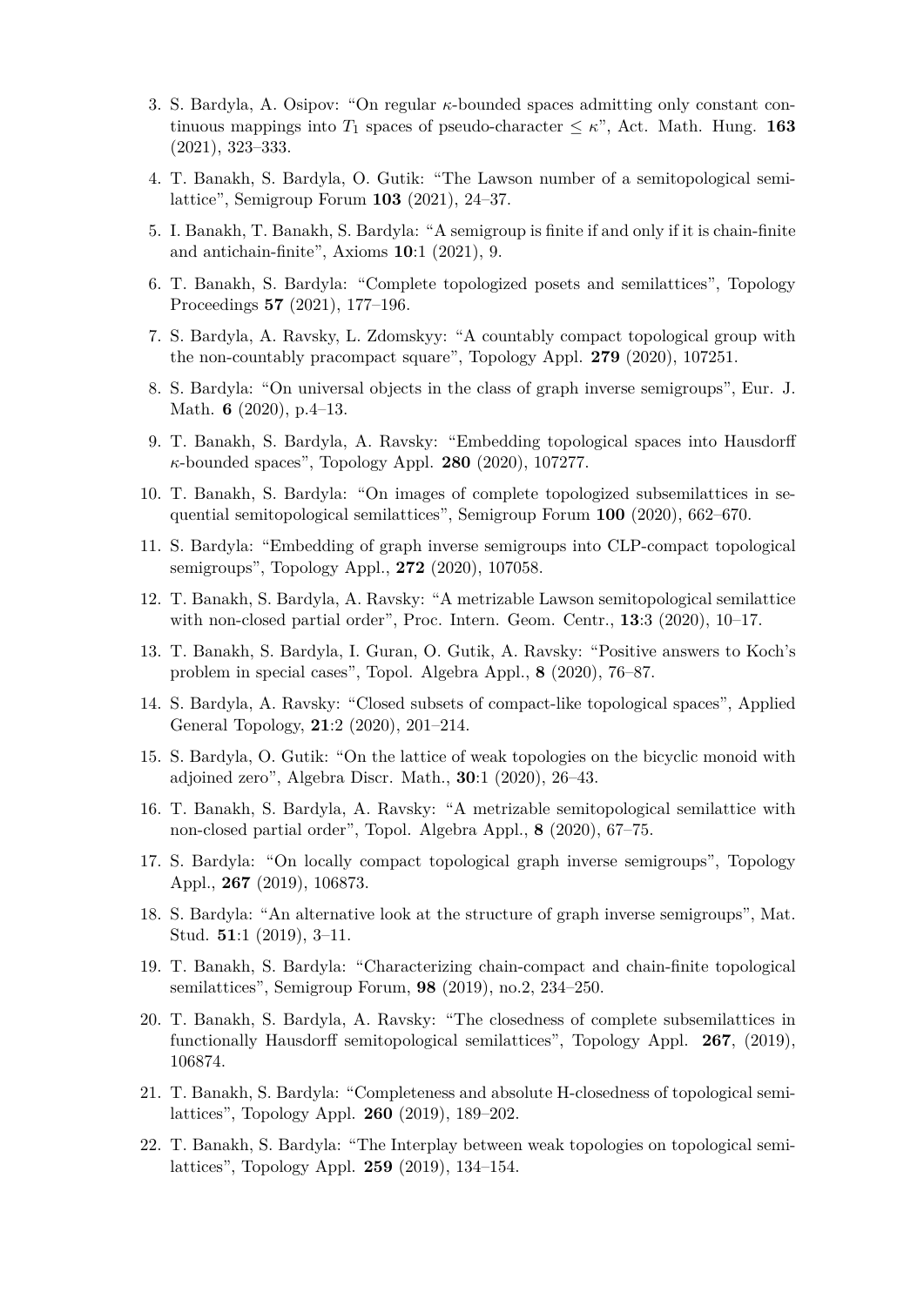3. S. Bardyla, A. Osipov: “On regular $\kappa$-bounded spaces admitting only constant continuous mappings into $T_1$ spaces of pseudo-character $\leq \kappa$”, Act. Math. Hung. **163** (2021), 323–333.
4. T. Banakh, S. Bardyla, O. Gutik: “The Lawson number of a semitopological semilattice”, Semigroup Forum **103** (2021), 24–37.
5. I. Banakh, T. Banakh, S. Bardyla: “A semigroup is finite if and only if it is chain-finite and antichain-finite”, Axioms **10**:1 (2021), 9.
6. T. Banakh, S. Bardyla: “Complete topologized posets and semilattices”, Topology Proceedings **57** (2021), 177–196.
7. S. Bardyla, A. Ravsky, L. Zdomskyy: “A countably compact topological group with the non-countably pracompact square”, Topology Appl. **279** (2020), 107251.
8. S. Bardyla: “On universal objects in the class of graph inverse semigroups”, Eur. J. Math. **6** (2020), p.4–13.
9. T. Banakh, S. Bardyla, A. Ravsky: “Embedding topological spaces into Hausdorff $\kappa$-bounded spaces”, Topology Appl. **280** (2020), 107277.
10. T. Banakh, S. Bardyla: “On images of complete topologized subsemilattices in sequential semitopological semilattices”, Semigroup Forum **100** (2020), 662–670.
11. S. Bardyla: “Embedding of graph inverse semigroups into CLP-compact topological semigroups”, Topology Appl., **272** (2020), 107058.
12. T. Banakh, S. Bardyla, A. Ravsky: “A metrizable Lawson semitopological semilattice with non-closed partial order”, Proc. Intern. Geom. Centr., **13**:3 (2020), 10–17.
13. T. Banakh, S. Bardyla, I. Guran, O. Gutik, A. Ravsky: “Positive answers to Koch’s problem in special cases”, Topol. Algebra Appl., **8** (2020), 76–87.
14. S. Bardyla, A. Ravsky: “Closed subsets of compact-like topological spaces”, Applied General Topology, **21**:2 (2020), 201–214.
15. S. Bardyla, O. Gutik: “On the lattice of weak topologies on the bicyclic monoid with adjoined zero”, Algebra Discr. Math., **30**:1 (2020), 26–43.
16. T. Banakh, S. Bardyla, A. Ravsky: “A metrizable semitopological semilattice with non-closed partial order”, Topol. Algebra Appl., **8** (2020), 67–75.
17. S. Bardyla: “On locally compact topological graph inverse semigroups”, Topology Appl., **267** (2019), 106873.
18. S. Bardyla: “An alternative look at the structure of graph inverse semigroups”, Mat. Stud. **51**:1 (2019), 3–11.
19. T. Banakh, S. Bardyla: “Characterizing chain-compact and chain-finite topological semilattices”, Semigroup Forum, **98** (2019), no.2, 234–250.
20. T. Banakh, S. Bardyla, A. Ravsky: “The closedness of complete subsemilattices in functionally Hausdorff semitopological semilattices”, Topology Appl. **267**, (2019), 106874.
21. T. Banakh, S. Bardyla: “Completeness and absolute H-closedness of topological semilattices”, Topology Appl. **260** (2019), 189–202.
22. T. Banakh, S. Bardyla: “The Interplay between weak topologies on topological semilattices”, Topology Appl. **259** (2019), 134–154.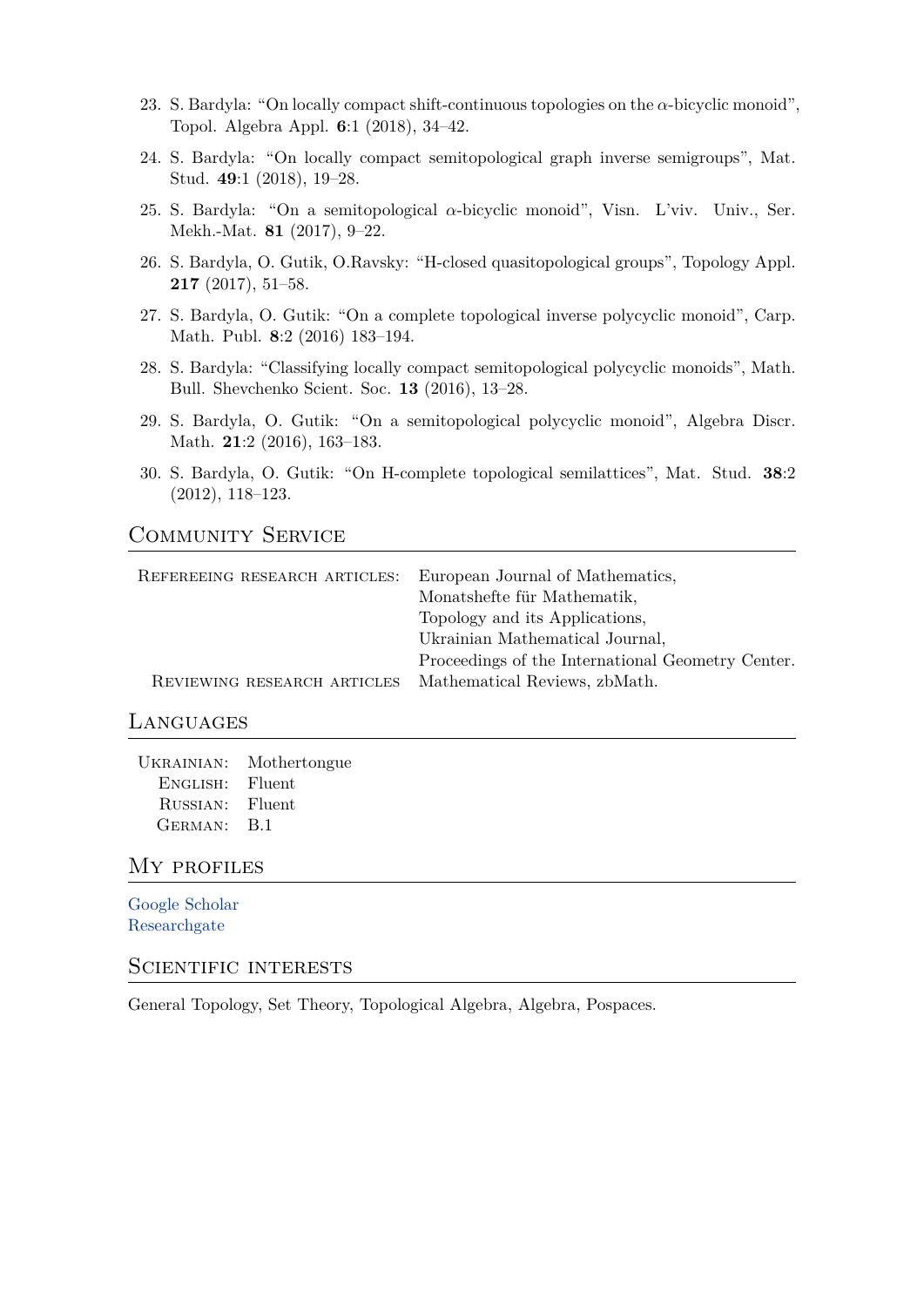23. S. Bardyla: “On locally compact shift-continuous topologies on the $\alpha$-bicyclic monoid”, Topol. Algebra Appl. **6**:1 (2018), 34–42.
24. S. Bardyla: “On locally compact semitopological graph inverse semigroups”, Mat. Stud. **49**:1 (2018), 19–28.
25. S. Bardyla: “On a semitopological $\alpha$-bicyclic monoid”, Visn. L’viv. Univ., Ser. Mekh.-Mat. **81** (2017), 9–22.
26. S. Bardyla, O. Gutik, O.Ravsky: “H-closed quasitopological groups”, Topology Appl. **217** (2017), 51–58.
27. S. Bardyla, O. Gutik: “On a complete topological inverse polycyclic monoid”, Carp. Math. Publ. **8**:2 (2016) 183–194.
28. S. Bardyla: “Classifying locally compact semitopological polycyclic monoids”, Math. Bull. Shevchenko Scient. Soc. **13** (2016), 13–28.
29. S. Bardyla, O. Gutik: “On a semitopological polycyclic monoid”, Algebra Discr. Math. **21**:2 (2016), 163–183.
30. S. Bardyla, O. Gutik: “On H-complete topological semilattices”, Mat. Stud. **38**:2 (2012), 118–123.

## Community Service

| | |
|---|---|
| Refereeing research articles: | European Journal of Mathematics, Monatshefte für Mathematik, Topology and its Applications, Ukrainian Mathematical Journal, Proceedings of the International Geometry Center. |
| Reviewing research articles | Mathematical Reviews, zbMath. |

## Languages

| | |
|---|---|
| Ukrainian: | Mothertongue |
| English: | Fluent |
| Russian: | Fluent |
| German: | B.1 |

## My profiles

Google Scholar
Researchgate

## Scientific interests

General Topology, Set Theory, Topological Algebra, Algebra, Pospaces.